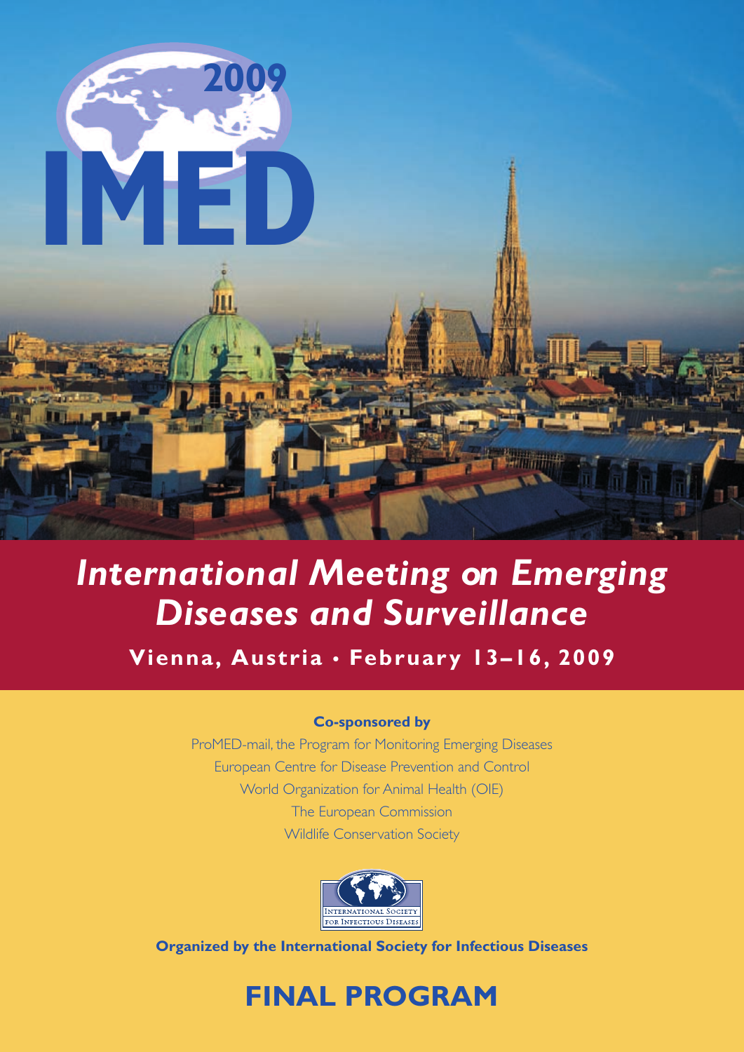# IMED 2009

# *International Meeting on Emerging Diseases and Surveillance*

**Vienna, Austria • February 13–16, 2009**

**Co-sponsored by**

ProMED-mail, the Program for Monitoring Emerging Diseases

European Centre for Disease Prevention and Control

World Organization for Animal Health (OIE)

The European Commission

Wildlife Conservation Society

International Society for Infectious Diseases

**Organized by the International Society for Infectious Diseases**

## FINAL PROGRAM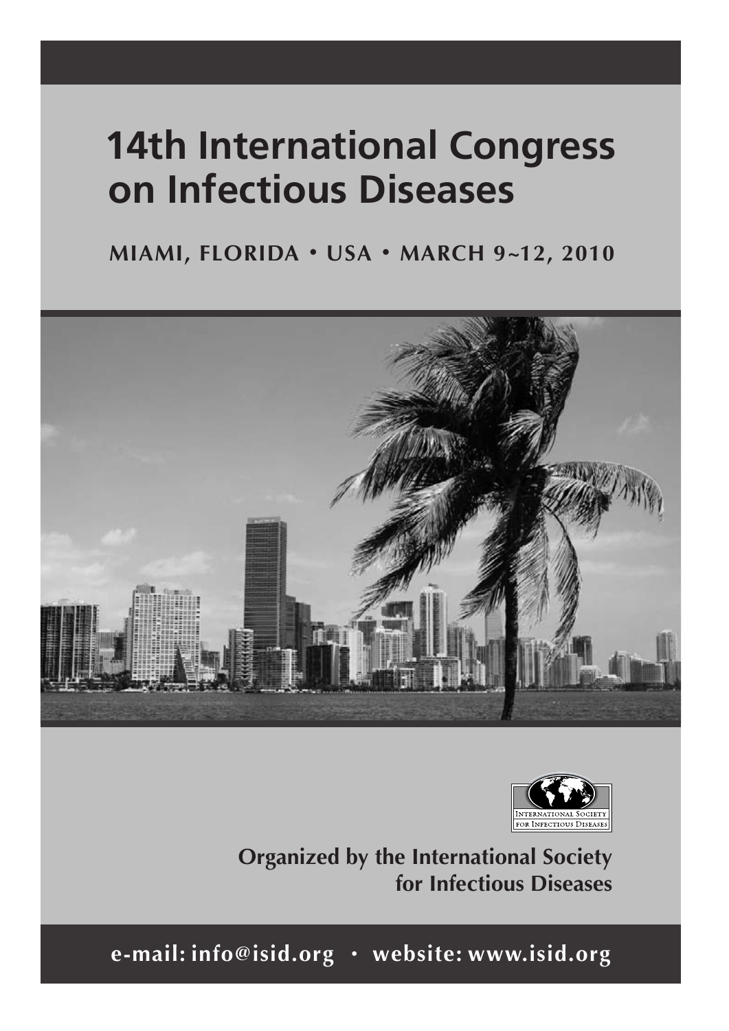# 14th International Congress on Infectious Diseases

**MIAMI, FLORIDA • USA • MARCH 9~12, 2010**

INTERNATIONAL SOCIETY FOR INFECTIOUS DISEASES

**Organized by the International Society for Infectious Diseases**

**e-mail: info@isid.org • website: www.isid.org**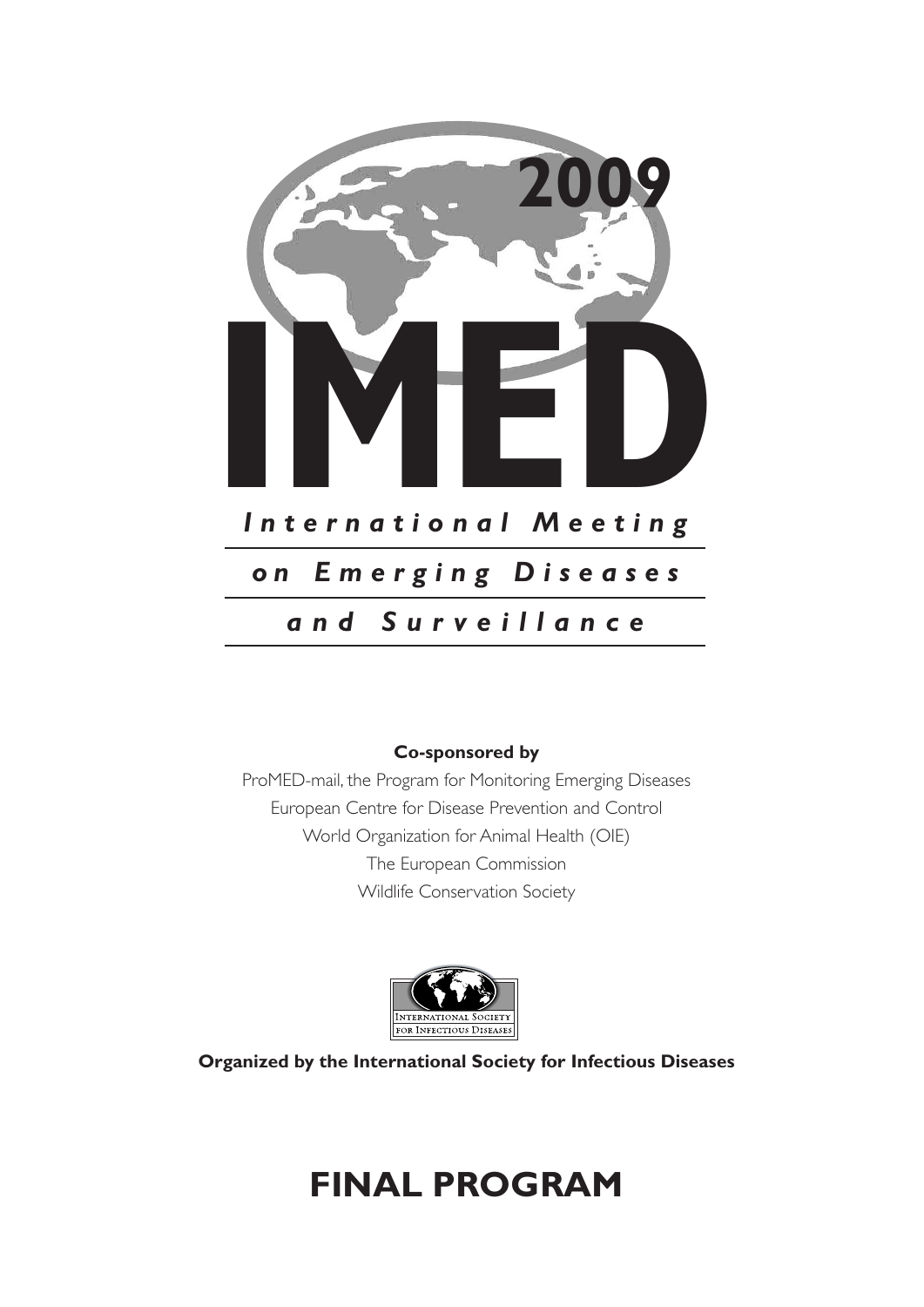# 2009 IMED

## International Meeting on Emerging Diseases and Surveillance

**Co-sponsored by**

ProMED-mail, the Program for Monitoring Emerging Diseases
European Centre for Disease Prevention and Control
World Organization for Animal Health (OIE)
The European Commission
Wildlife Conservation Society

International Society for Infectious Diseases

**Organized by the International Society for Infectious Diseases**

# FINAL PROGRAM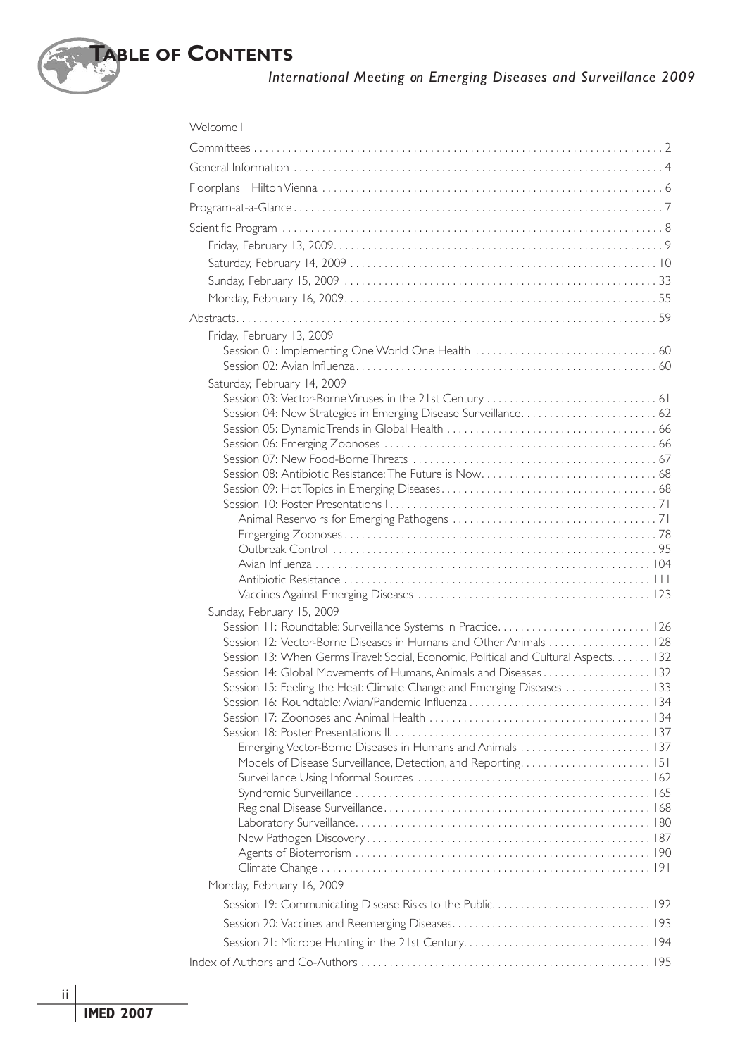# TABLE OF CONTENTS

*International Meeting on Emerging Diseases and Surveillance 2009*

Welcome I

Committees . . . . . 2

General Information . . . . . 4

Floorplans | Hilton Vienna . . . . . 6

Program-at-a-Glance . . . . . 7

Scientific Program . . . . . 8

- Friday, February 13, 2009 . . . . . 9
- Saturday, February 14, 2009 . . . . . 10
- Sunday, February 15, 2009 . . . . . 33
- Monday, February 16, 2009 . . . . . 55

Abstracts . . . . . 59

- Friday, February 13, 2009
  - Session 01: Implementing One World One Health . . . . . 60
  - Session 02: Avian Influenza . . . . . 60
- Saturday, February 14, 2009
  - Session 03: Vector-Borne Viruses in the 21st Century . . . . . 61
  - Session 04: New Strategies in Emerging Disease Surveillance . . . . . 62
  - Session 05: Dynamic Trends in Global Health . . . . . 66
  - Session 06: Emerging Zoonoses . . . . . 66
  - Session 07: New Food-Borne Threats . . . . . 67
  - Session 08: Antibiotic Resistance: The Future is Now . . . . . 68
  - Session 09: Hot Topics in Emerging Diseases . . . . . 68
  - Session 10: Poster Presentations I . . . . . 71
    - Animal Reservoirs for Emerging Pathogens . . . . . 71
    - Emgerging Zoonoses . . . . . 78
    - Outbreak Control . . . . . 95
    - Avian Influenza . . . . . 104
    - Antibiotic Resistance . . . . . 111
    - Vaccines Against Emerging Diseases . . . . . 123
- Sunday, February 15, 2009
  - Session 11: Roundtable: Surveillance Systems in Practice . . . . . 126
  - Session 12: Vector-Borne Diseases in Humans and Other Animals . . . . . 128
  - Session 13: When Germs Travel: Social, Economic, Political and Cultural Aspects . . . . . 132
  - Session 14: Global Movements of Humans, Animals and Diseases . . . . . 132
  - Session 15: Feeling the Heat: Climate Change and Emerging Diseases . . . . . 133
  - Session 16: Roundtable: Avian/Pandemic Influenza . . . . . 134
  - Session 17: Zoonoses and Animal Health . . . . . 134
  - Session 18: Poster Presentations II . . . . . 137
    - Emerging Vector-Borne Diseases in Humans and Animals . . . . . 137
    - Models of Disease Surveillance, Detection, and Reporting . . . . . 151
    - Surveillance Using Informal Sources . . . . . 162
    - Syndromic Surveillance . . . . . 165
    - Regional Disease Surveillance . . . . . 168
    - Laboratory Surveillance . . . . . 180
    - New Pathogen Discovery . . . . . 187
    - Agents of Bioterrorism . . . . . 190
    - Climate Change . . . . . 191
- Monday, February 16, 2009
  - Session 19: Communicating Disease Risks to the Public . . . . . 192
  - Session 20: Vaccines and Reemerging Diseases . . . . . 193
  - Session 21: Microbe Hunting in the 21st Century . . . . . 194

Index of Authors and Co-Authors . . . . . 195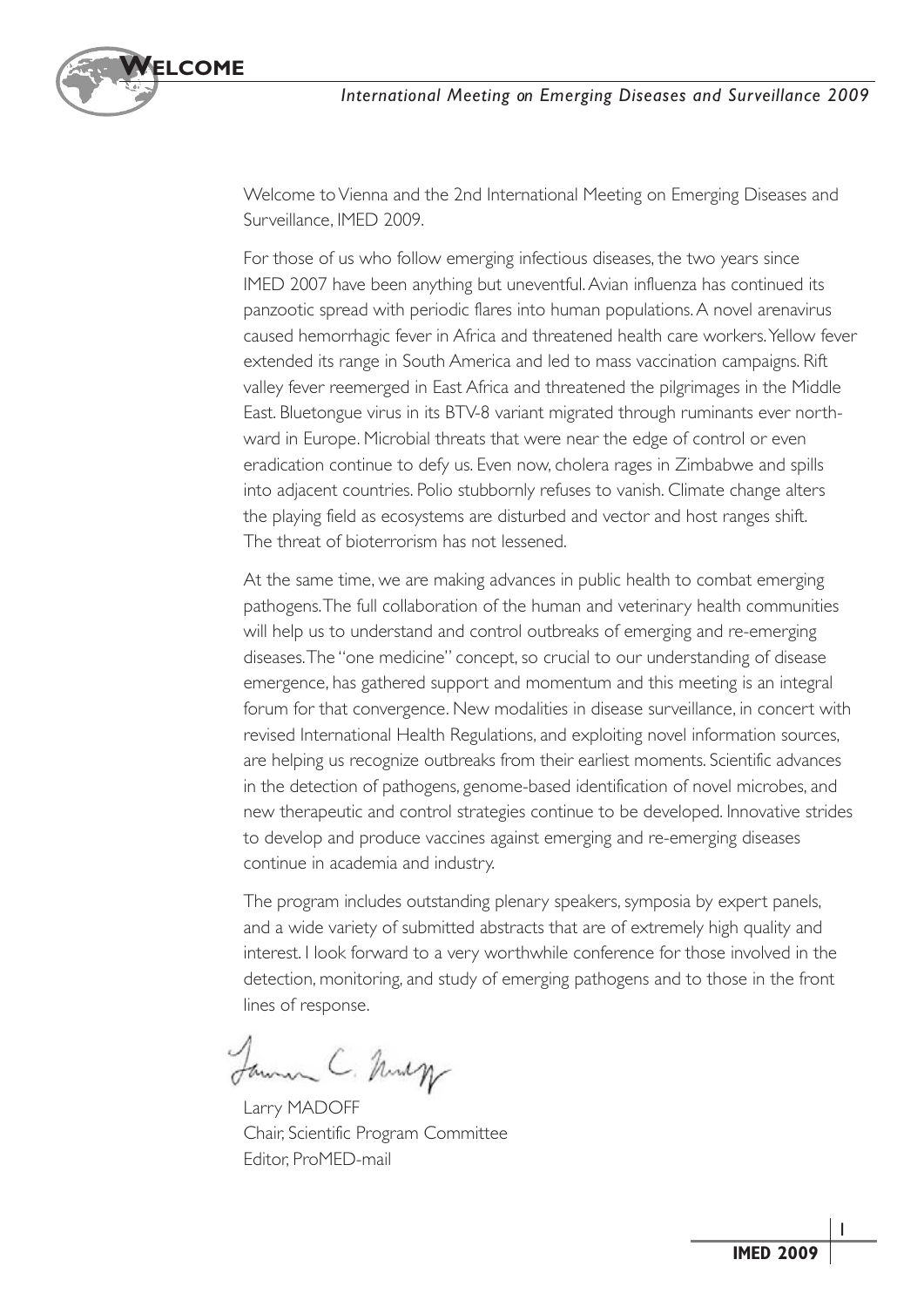# Welcome

Welcome to Vienna and the 2nd International Meeting on Emerging Diseases and Surveillance, IMED 2009.

For those of us who follow emerging infectious diseases, the two years since IMED 2007 have been anything but uneventful. Avian influenza has continued its panzootic spread with periodic flares into human populations. A novel arenavirus caused hemorrhagic fever in Africa and threatened health care workers. Yellow fever extended its range in South America and led to mass vaccination campaigns. Rift valley fever reemerged in East Africa and threatened the pilgrimages in the Middle East. Bluetongue virus in its BTV-8 variant migrated through ruminants ever northward in Europe. Microbial threats that were near the edge of control or even eradication continue to defy us. Even now, cholera rages in Zimbabwe and spills into adjacent countries. Polio stubbornly refuses to vanish. Climate change alters the playing field as ecosystems are disturbed and vector and host ranges shift. The threat of bioterrorism has not lessened.

At the same time, we are making advances in public health to combat emerging pathogens. The full collaboration of the human and veterinary health communities will help us to understand and control outbreaks of emerging and re-emerging diseases. The "one medicine" concept, so crucial to our understanding of disease emergence, has gathered support and momentum and this meeting is an integral forum for that convergence. New modalities in disease surveillance, in concert with revised International Health Regulations, and exploiting novel information sources, are helping us recognize outbreaks from their earliest moments. Scientific advances in the detection of pathogens, genome-based identification of novel microbes, and new therapeutic and control strategies continue to be developed. Innovative strides to develop and produce vaccines against emerging and re-emerging diseases continue in academia and industry.

The program includes outstanding plenary speakers, symposia by expert panels, and a wide variety of submitted abstracts that are of extremely high quality and interest. I look forward to a very worthwhile conference for those involved in the detection, monitoring, and study of emerging pathogens and to those in the front lines of response.

Larry MADOFF
Chair, Scientific Program Committee
Editor, ProMED-mail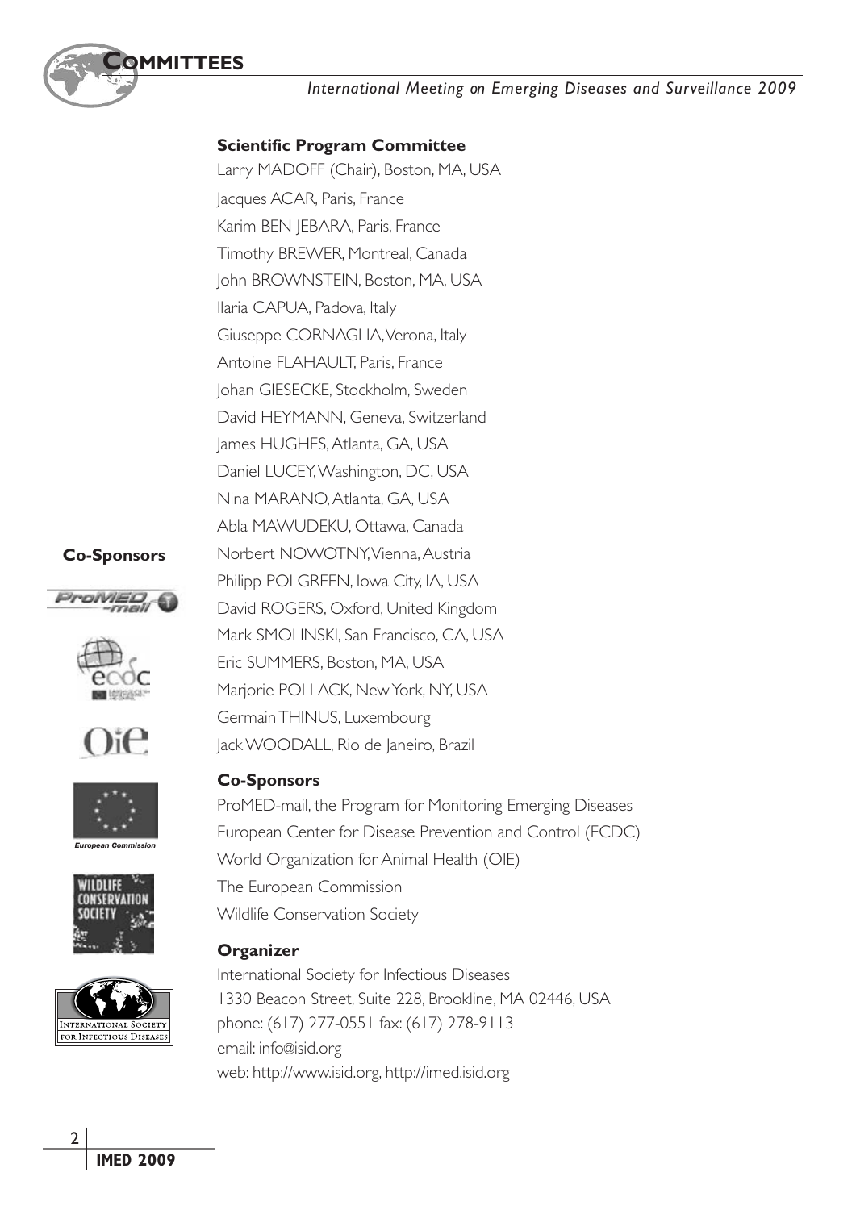# Committees

### Scientific Program Committee

Larry MADOFF (Chair), Boston, MA, USA
Jacques ACAR, Paris, France
Karim BEN JEBARA, Paris, France
Timothy BREWER, Montreal, Canada
John BROWNSTEIN, Boston, MA, USA
Ilaria CAPUA, Padova, Italy
Giuseppe CORNAGLIA, Verona, Italy
Antoine FLAHAULT, Paris, France
Johan GIESECKE, Stockholm, Sweden
David HEYMANN, Geneva, Switzerland
James HUGHES, Atlanta, GA, USA
Daniel LUCEY, Washington, DC, USA
Nina MARANO, Atlanta, GA, USA
Abla MAWUDEKU, Ottawa, Canada
Norbert NOWOTNY, Vienna, Austria
Philipp POLGREEN, Iowa City, IA, USA
David ROGERS, Oxford, United Kingdom
Mark SMOLINSKI, San Francisco, CA, USA
Eric SUMMERS, Boston, MA, USA
Marjorie POLLACK, New York, NY, USA
Germain THINUS, Luxembourg
Jack WOODALL, Rio de Janeiro, Brazil

### Co-Sponsors

ProMED-mail, the Program for Monitoring Emerging Diseases
European Center for Disease Prevention and Control (ECDC)
World Organization for Animal Health (OIE)
The European Commission
Wildlife Conservation Society

### Organizer

International Society for Infectious Diseases
1330 Beacon Street, Suite 228, Brookline, MA 02446, USA
phone: (617) 277-0551 fax: (617) 278-9113
email: info@isid.org
web: http://www.isid.org, http://imed.isid.org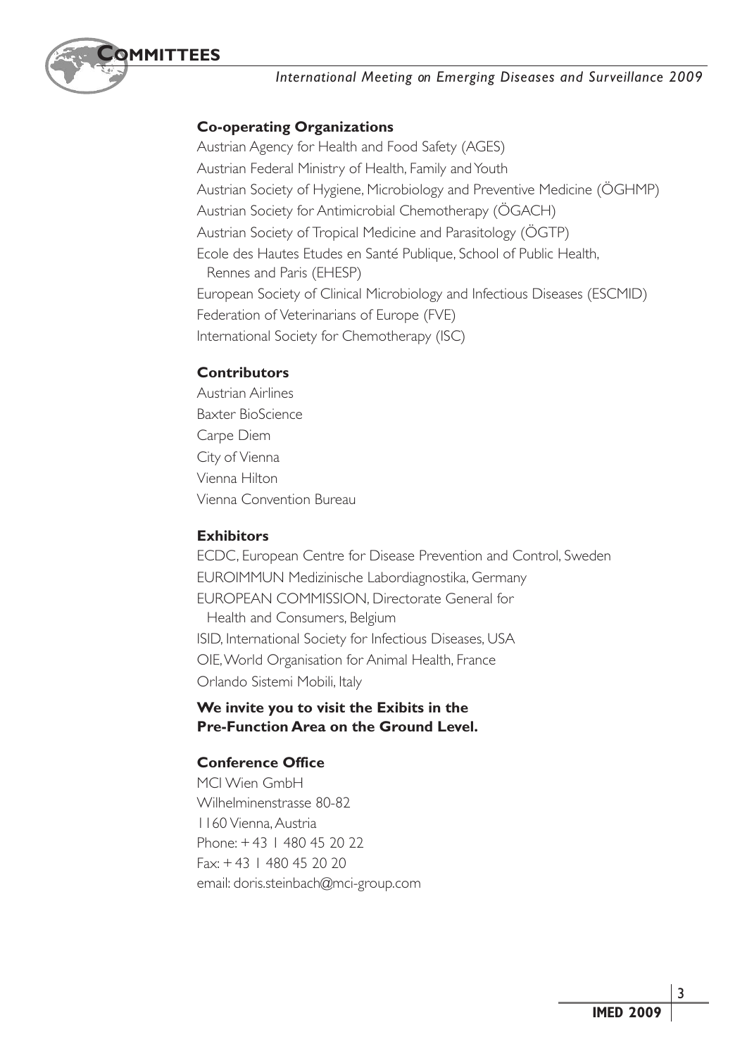## Co-operating Organizations

Austrian Agency for Health and Food Safety (AGES)
Austrian Federal Ministry of Health, Family and Youth
Austrian Society of Hygiene, Microbiology and Preventive Medicine (ÖGHMP)
Austrian Society for Antimicrobial Chemotherapy (ÖGACH)
Austrian Society of Tropical Medicine and Parasitology (ÖGTP)
Ecole des Hautes Etudes en Santé Publique, School of Public Health, Rennes and Paris (EHESP)
European Society of Clinical Microbiology and Infectious Diseases (ESCMID)
Federation of Veterinarians of Europe (FVE)
International Society for Chemotherapy (ISC)

## Contributors

Austrian Airlines
Baxter BioScience
Carpe Diem
City of Vienna
Vienna Hilton
Vienna Convention Bureau

## Exhibitors

ECDC, European Centre for Disease Prevention and Control, Sweden
EUROIMMUN Medizinische Labordiagnostika, Germany
EUROPEAN COMMISSION, Directorate General for Health and Consumers, Belgium
ISID, International Society for Infectious Diseases, USA
OIE, World Organisation for Animal Health, France
Orlando Sistemi Mobili, Italy

**We invite you to visit the Exibits in the Pre-Function Area on the Ground Level.**

## Conference Office

MCI Wien GmbH
Wilhelminenstrasse 80-82
1160 Vienna, Austria
Phone: + 43 1 480 45 20 22
Fax: + 43 1 480 45 20 20
email: doris.steinbach@mci-group.com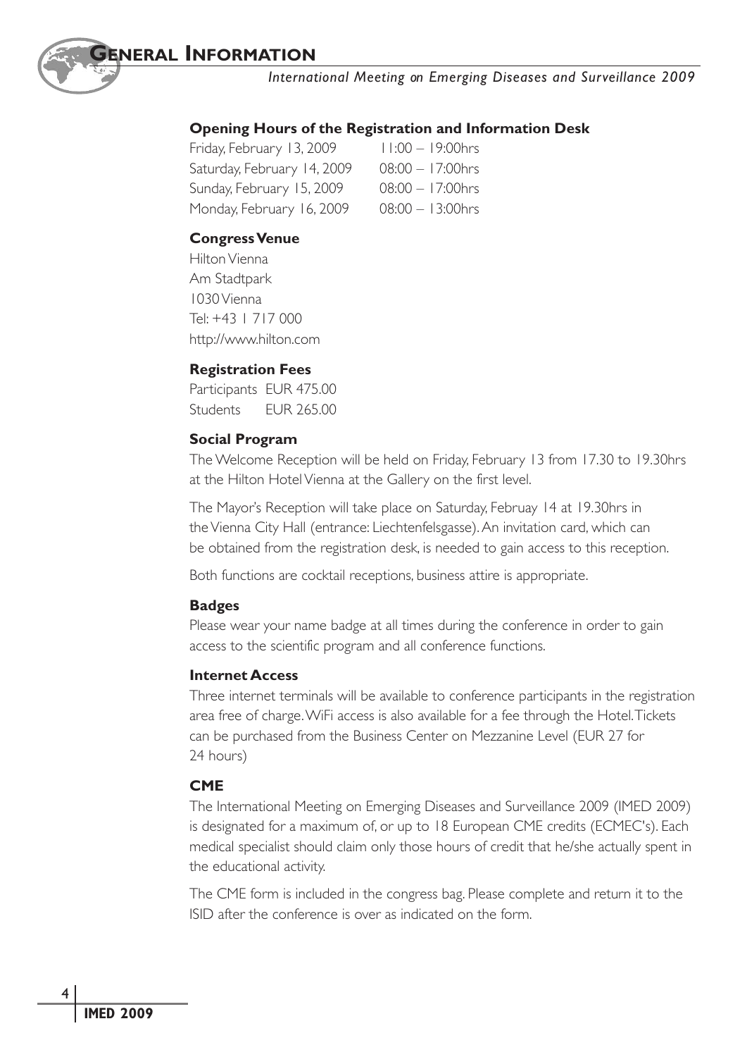# General Information

## Opening Hours of the Registration and Information Desk

| | |
|---|---|
| Friday, February 13, 2009 | 11:00 – 19:00hrs |
| Saturday, February 14, 2009 | 08:00 – 17:00hrs |
| Sunday, February 15, 2009 | 08:00 – 17:00hrs |
| Monday, February 16, 2009 | 08:00 – 13:00hrs |

## Congress Venue

Hilton Vienna
Am Stadtpark
1030 Vienna
Tel: +43 1 717 000
http://www.hilton.com

## Registration Fees

| | |
|---|---|
| Participants | EUR 475.00 |
| Students | EUR 265.00 |

## Social Program

The Welcome Reception will be held on Friday, February 13 from 17.30 to 19.30hrs at the Hilton Hotel Vienna at the Gallery on the first level.

The Mayor's Reception will take place on Saturday, Februay 14 at 19.30hrs in the Vienna City Hall (entrance: Liechtenfelsgasse). An invitation card, which can be obtained from the registration desk, is needed to gain access to this reception.

Both functions are cocktail receptions, business attire is appropriate.

## Badges

Please wear your name badge at all times during the conference in order to gain access to the scientific program and all conference functions.

## Internet Access

Three internet terminals will be available to conference participants in the registration area free of charge. WiFi access is also available for a fee through the Hotel. Tickets can be purchased from the Business Center on Mezzanine Level (EUR 27 for 24 hours)

## CME

The International Meeting on Emerging Diseases and Surveillance 2009 (IMED 2009) is designated for a maximum of, or up to 18 European CME credits (ECMEC's). Each medical specialist should claim only those hours of credit that he/she actually spent in the educational activity.

The CME form is included in the congress bag. Please complete and return it to the ISID after the conference is over as indicated on the form.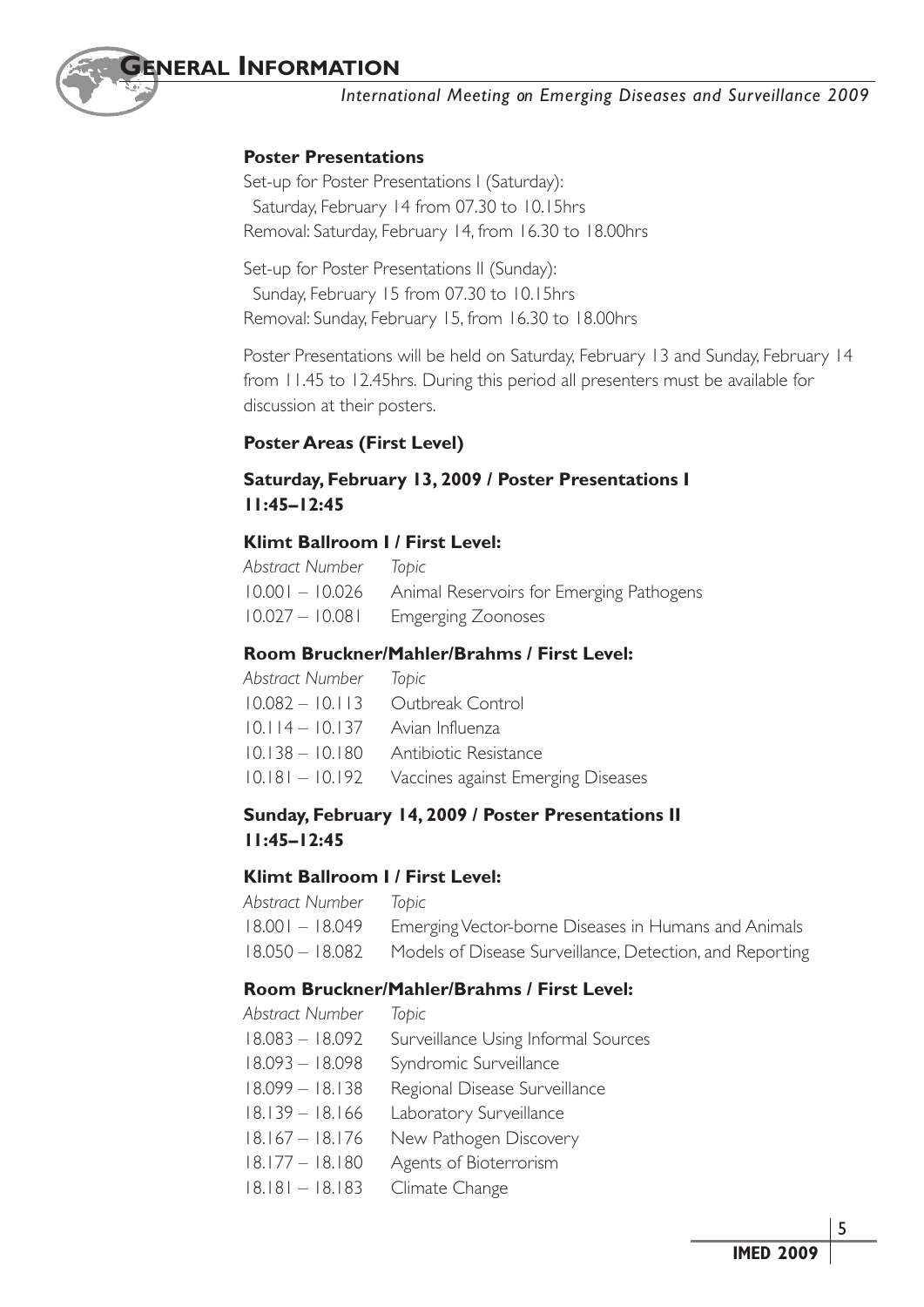# General Information

*International Meeting on Emerging Diseases and Surveillance 2009*

**Poster Presentations**

Set-up for Poster Presentations I (Saturday):
Saturday, February 14 from 07.30 to 10.15hrs
Removal: Saturday, February 14, from 16.30 to 18.00hrs

Set-up for Poster Presentations II (Sunday):
Sunday, February 15 from 07.30 to 10.15hrs
Removal: Sunday, February 15, from 16.30 to 18.00hrs

Poster Presentations will be held on Saturday, February 13 and Sunday, February 14 from 11.45 to 12.45hrs. During this period all presenters must be available for discussion at their posters.

**Poster Areas (First Level)**

**Saturday, February 13, 2009 / Poster Presentations I**
**11:45–12:45**

**Klimt Ballroom I / First Level:**

| *Abstract Number* | *Topic* |
|---|---|
| 10.001 – 10.026 | Animal Reservoirs for Emerging Pathogens |
| 10.027 – 10.081 | Emgerging Zoonoses |

**Room Bruckner/Mahler/Brahms / First Level:**

| *Abstract Number* | *Topic* |
|---|---|
| 10.082 – 10.113 | Outbreak Control |
| 10.114 – 10.137 | Avian Influenza |
| 10.138 – 10.180 | Antibiotic Resistance |
| 10.181 – 10.192 | Vaccines against Emerging Diseases |

**Sunday, February 14, 2009 / Poster Presentations II**
**11:45–12:45**

**Klimt Ballroom I / First Level:**

| *Abstract Number* | *Topic* |
|---|---|
| 18.001 – 18.049 | Emerging Vector-borne Diseases in Humans and Animals |
| 18.050 – 18.082 | Models of Disease Surveillance, Detection, and Reporting |

**Room Bruckner/Mahler/Brahms / First Level:**

| *Abstract Number* | *Topic* |
|---|---|
| 18.083 – 18.092 | Surveillance Using Informal Sources |
| 18.093 – 18.098 | Syndromic Surveillance |
| 18.099 – 18.138 | Regional Disease Surveillance |
| 18.139 – 18.166 | Laboratory Surveillance |
| 18.167 – 18.176 | New Pathogen Discovery |
| 18.177 – 18.180 | Agents of Bioterrorism |
| 18.181 – 18.183 | Climate Change |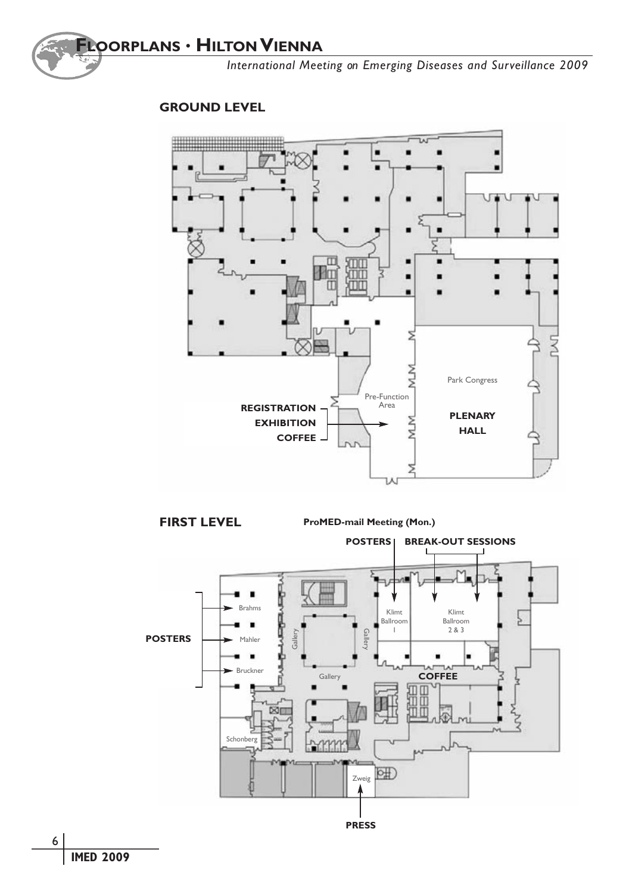# Floorplans • Hilton Vienna

*International Meeting on Emerging Diseases and Surveillance 2009*

## GROUND LEVEL

Park Congress

**PLENARY HALL**

Pre-Function Area

**REGISTRATION**
**EXHIBITION**
**COFFEE**

## FIRST LEVEL

**ProMED-mail Meeting (Mon.)**

**POSTERS** | **BREAK-OUT SESSIONS**

Klimt Ballroom 1

Klimt Ballroom 2 & 3

**POSTERS**

- Brahms
- Mahler
- Bruckner

Schonberg

Gallery

**COFFEE**

Zweig

**PRESS**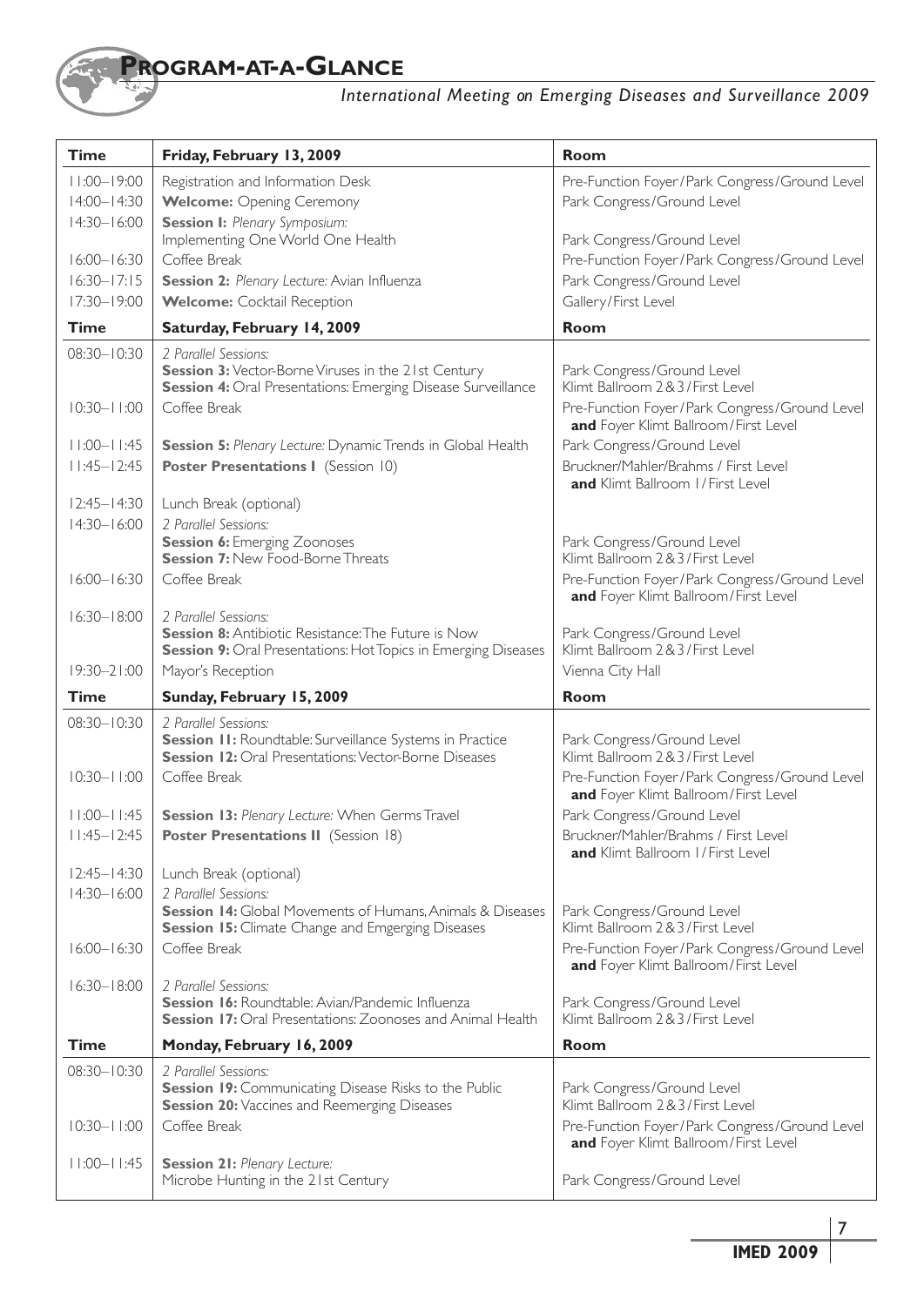# Program-at-a-Glance

*International Meeting on Emerging Diseases and Surveillance 2009*

| Time | Friday, February 13, 2009 | Room |
|---|---|---|
| 11:00–19:00 | Registration and Information Desk | Pre-Function Foyer/Park Congress/Ground Level |
| 14:00–14:30 | **Welcome:** Opening Ceremony | Park Congress/Ground Level |
| 14:30–16:00 | **Session 1:** *Plenary Symposium:* Implementing One World One Health | Park Congress/Ground Level |
| 16:00–16:30 | Coffee Break | Pre-Function Foyer/Park Congress/Ground Level |
| 16:30–17:15 | **Session 2:** *Plenary Lecture:* Avian Influenza | Park Congress/Ground Level |
| 17:30–19:00 | **Welcome:** Cocktail Reception | Gallery/First Level |
| **Time** | **Saturday, February 14, 2009** | **Room** |
| 08:30–10:30 | *2 Parallel Sessions:* **Session 3:** Vector-Borne Viruses in the 21st Century<br>**Session 4:** Oral Presentations: Emerging Disease Surveillance | Park Congress/Ground Level<br>Klimt Ballroom 2 & 3/First Level |
| 10:30–11:00 | Coffee Break | Pre-Function Foyer/Park Congress/Ground Level **and** Foyer Klimt Ballroom/First Level |
| 11:00–11:45 | **Session 5:** *Plenary Lecture:* Dynamic Trends in Global Health | Park Congress/Ground Level |
| 11:45–12:45 | **Poster Presentations I** (Session 10) | Bruckner/Mahler/Brahms / First Level **and** Klimt Ballroom 1/First Level |
| 12:45–14:30 | Lunch Break (optional) | |
| 14:30–16:00 | *2 Parallel Sessions:* **Session 6:** Emerging Zoonoses<br>**Session 7:** New Food-Borne Threats | Park Congress/Ground Level<br>Klimt Ballroom 2 & 3/First Level |
| 16:00–16:30 | Coffee Break | Pre-Function Foyer/Park Congress/Ground Level **and** Foyer Klimt Ballroom/First Level |
| 16:30–18:00 | *2 Parallel Sessions:* **Session 8:** Antibiotic Resistance: The Future is Now<br>**Session 9:** Oral Presentations: Hot Topics in Emerging Diseases | Park Congress/Ground Level<br>Klimt Ballroom 2 & 3/First Level |
| 19:30–21:00 | Mayor's Reception | Vienna City Hall |
| **Time** | **Sunday, February 15, 2009** | **Room** |
| 08:30–10:30 | *2 Parallel Sessions:* **Session 11:** Roundtable: Surveillance Systems in Practice<br>**Session 12:** Oral Presentations: Vector-Borne Diseases | Park Congress/Ground Level<br>Klimt Ballroom 2 & 3/First Level |
| 10:30–11:00 | Coffee Break | Pre-Function Foyer/Park Congress/Ground Level **and** Foyer Klimt Ballroom/First Level |
| 11:00–11:45 | **Session 13:** *Plenary Lecture:* When Germs Travel | Park Congress/Ground Level |
| 11:45–12:45 | **Poster Presentations II** (Session 18) | Bruckner/Mahler/Brahms / First Level **and** Klimt Ballroom 1/First Level |
| 12:45–14:30 | Lunch Break (optional) | |
| 14:30–16:00 | *2 Parallel Sessions:* **Session 14:** Global Movements of Humans, Animals & Diseases<br>**Session 15:** Climate Change and Emgerging Diseases | Park Congress/Ground Level<br>Klimt Ballroom 2 & 3/First Level |
| 16:00–16:30 | Coffee Break | Pre-Function Foyer/Park Congress/Ground Level **and** Foyer Klimt Ballroom/First Level |
| 16:30–18:00 | *2 Parallel Sessions:* **Session 16:** Roundtable: Avian/Pandemic Influenza<br>**Session 17:** Oral Presentations: Zoonoses and Animal Health | Park Congress/Ground Level<br>Klimt Ballroom 2 & 3/First Level |
| **Time** | **Monday, February 16, 2009** | **Room** |
| 08:30–10:30 | *2 Parallel Sessions:* **Session 19:** Communicating Disease Risks to the Public<br>**Session 20:** Vaccines and Reemerging Diseases | Park Congress/Ground Level<br>Klimt Ballroom 2 & 3/First Level |
| 10:30–11:00 | Coffee Break | Pre-Function Foyer/Park Congress/Ground Level **and** Foyer Klimt Ballroom/First Level |
| 11:00–11:45 | **Session 21:** *Plenary Lecture:* Microbe Hunting in the 21st Century | Park Congress/Ground Level |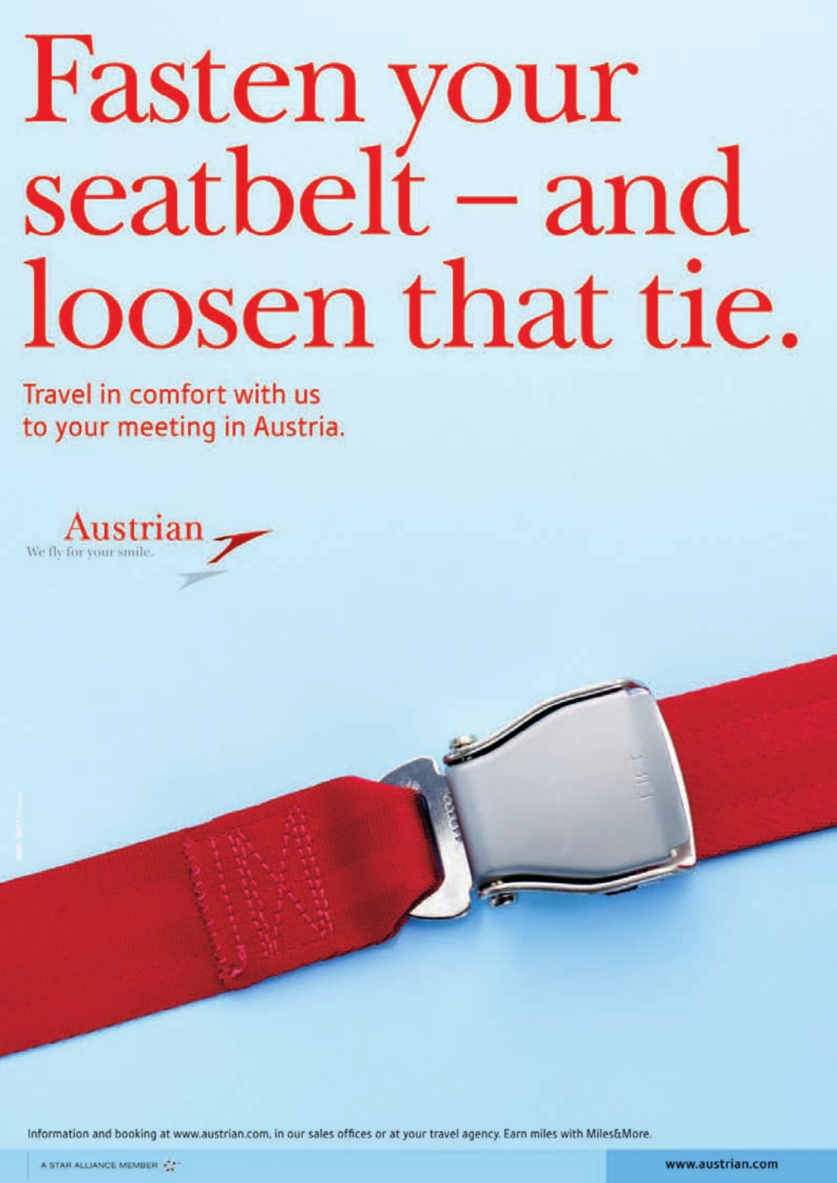# Fasten your seatbelt – and loosen that tie.

Travel in comfort with us
to your meeting in Austria.

Austrian
We fly for your smile.

Information and booking at www.austrian.com, in our sales offices or at your travel agency. Earn miles with Miles&More.

A STAR ALLIANCE MEMBER

www.austrian.com